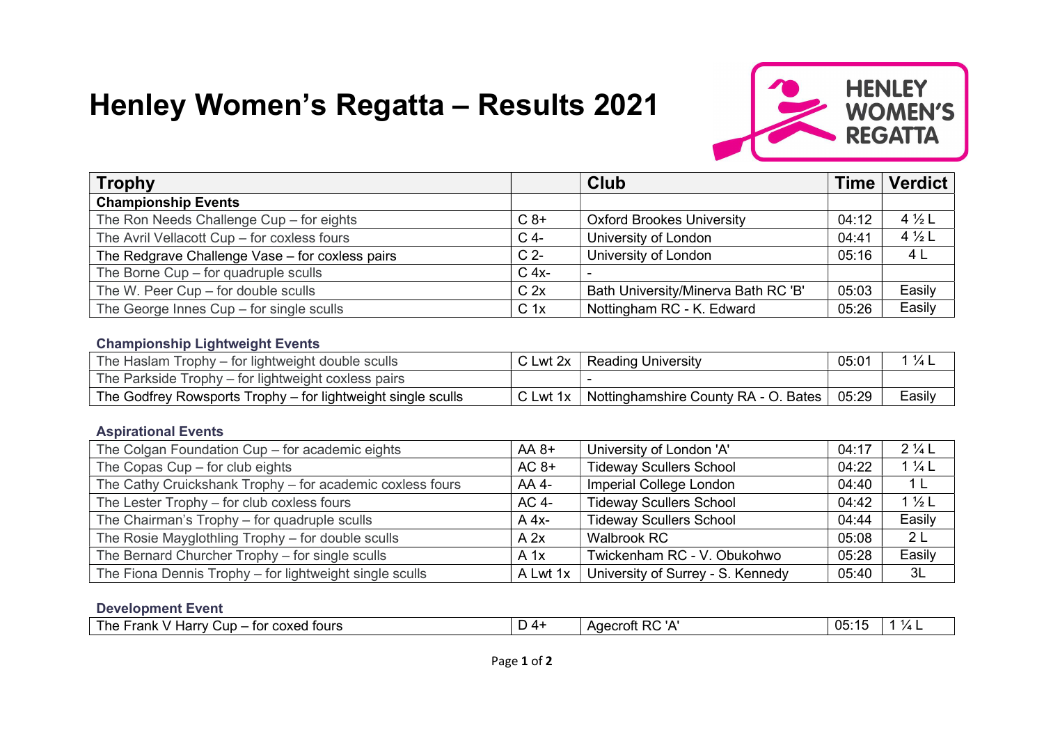# Henley Women's Regatta – Results 2021

HENLEY WOMEN'S REGATTA

| Trophy | | Club | Time | Verdict |
|---|---|---|---|---|
| **Championship Events** | | | | |
| The Ron Needs Challenge Cup – for eights | C 8+ | Oxford Brookes University | 04:12 | 4 ½ L |
| The Avril Vellacott Cup – for coxless fours | C 4- | University of London | 04:41 | 4 ½ L |
| The Redgrave Challenge Vase – for coxless pairs | C 2- | University of London | 05:16 | 4 L |
| The Borne Cup – for quadruple sculls | C 4x- | - | | |
| The W. Peer Cup – for double sculls | C 2x | Bath University/Minerva Bath RC 'B' | 05:03 | Easily |
| The George Innes Cup – for single sculls | C 1x | Nottingham RC - K. Edward | 05:26 | Easily |

**Championship Lightweight Events**

| Trophy | | Club | Time | Verdict |
|---|---|---|---|---|
| The Haslam Trophy – for lightweight double sculls | C Lwt 2x | Reading University | 05:01 | 1 ¼ L |
| The Parkside Trophy – for lightweight coxless pairs | | - | | |
| The Godfrey Rowsports Trophy – for lightweight single sculls | C Lwt 1x | Nottinghamshire County RA - O. Bates | 05:29 | Easily |

**Aspirational Events**

| Trophy | | Club | Time | Verdict |
|---|---|---|---|---|
| The Colgan Foundation Cup – for academic eights | AA 8+ | University of London 'A' | 04:17 | 2 ¼ L |
| The Copas Cup – for club eights | AC 8+ | Tideway Scullers School | 04:22 | 1 ¼ L |
| The Cathy Cruickshank Trophy – for academic coxless fours | AA 4- | Imperial College London | 04:40 | 1 L |
| The Lester Trophy – for club coxless fours | AC 4- | Tideway Scullers School | 04:42 | 1 ½ L |
| The Chairman's Trophy – for quadruple sculls | A 4x- | Tideway Scullers School | 04:44 | Easily |
| The Rosie Mayglothling Trophy – for double sculls | A 2x | Walbrook RC | 05:08 | 2 L |
| The Bernard Churcher Trophy – for single sculls | A 1x | Twickenham RC - V. Obukohwo | 05:28 | Easily |
| The Fiona Dennis Trophy – for lightweight single sculls | A Lwt 1x | University of Surrey - S. Kennedy | 05:40 | 3L |

**Development Event**

| Trophy | | Club | Time | Verdict |
|---|---|---|---|---|
| The Frank V Harry Cup – for coxed fours | D 4+ | Agecroft RC 'A' | 05:15 | 1 ¼ L |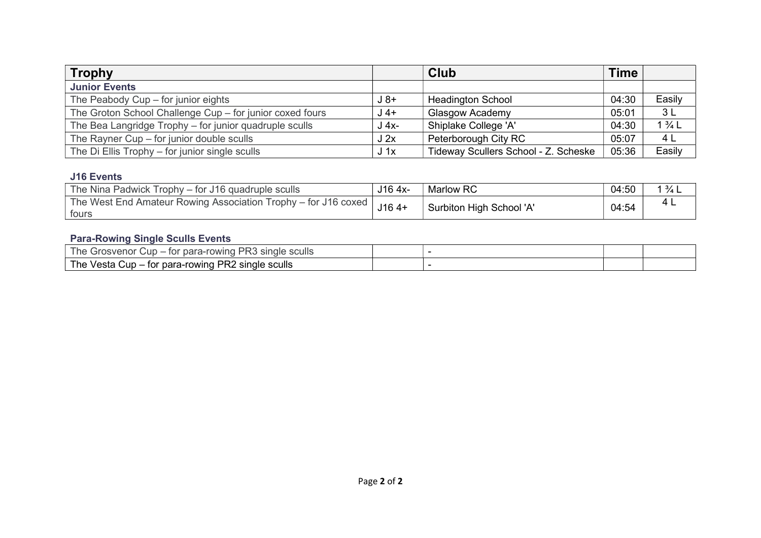| Trophy | | Club | Time | |
|---|---|---|---|---|
| **Junior Events** | | | | |
| The Peabody Cup – for junior eights | J 8+ | Headington School | 04:30 | Easily |
| The Groton School Challenge Cup – for junior coxed fours | J 4+ | Glasgow Academy | 05:01 | 3 L |
| The Bea Langridge Trophy – for junior quadruple sculls | J 4x- | Shiplake College 'A' | 04:30 | 1 ¾ L |
| The Rayner Cup – for junior double sculls | J 2x | Peterborough City RC | 05:07 | 4 L |
| The Di Ellis Trophy – for junior single sculls | J 1x | Tideway Scullers School - Z. Scheske | 05:36 | Easily |

**J16 Events**

| | | | | |
|---|---|---|---|---|
| The Nina Padwick Trophy – for J16 quadruple sculls | J16 4x- | Marlow RC | 04:50 | 1 ¾ L |
| The West End Amateur Rowing Association Trophy – for J16 coxed fours | J16 4+ | Surbiton High School 'A' | 04:54 | 4 L |

**Para-Rowing Single Sculls Events**

| | | | | |
|---|---|---|---|---|
| The Grosvenor Cup – for para-rowing PR3 single sculls | | - | | |
| The Vesta Cup – for para-rowing PR2 single sculls | | - | | |